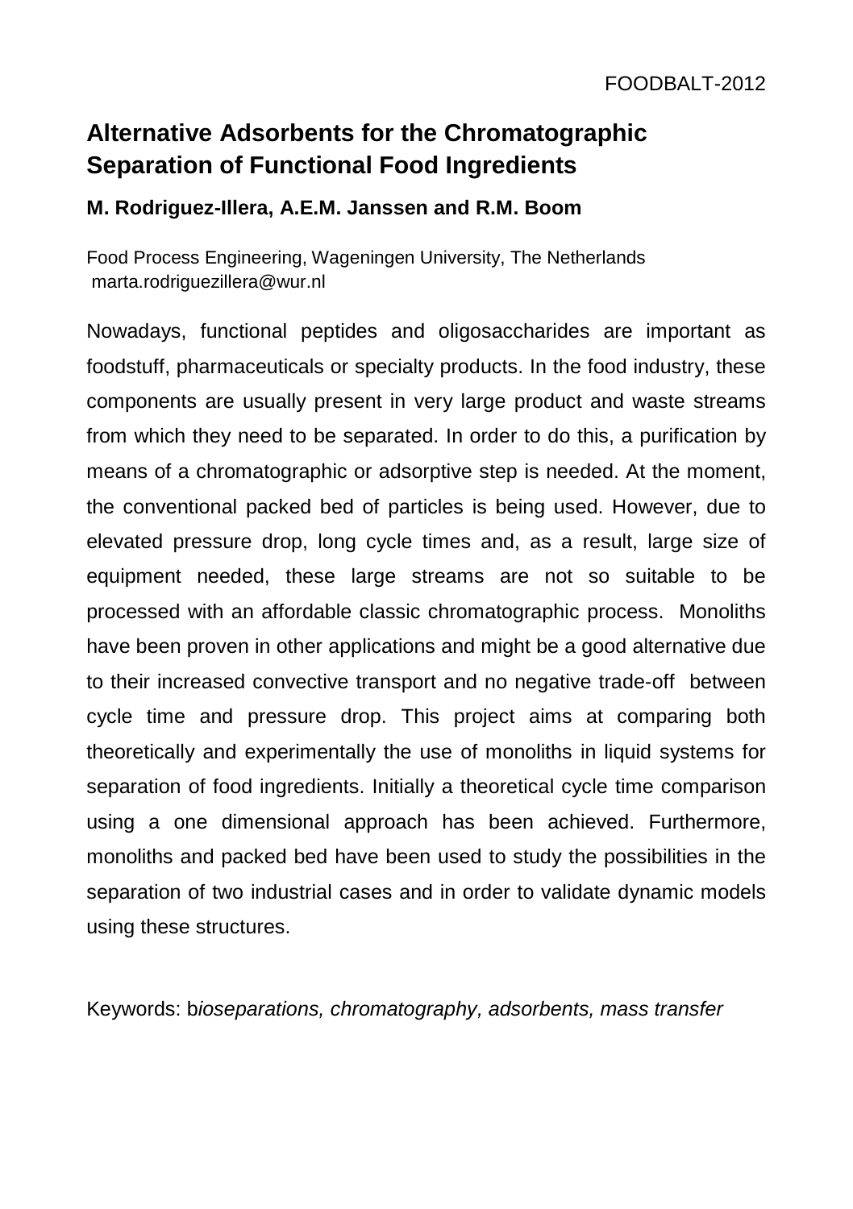# Alternative Adsorbents for the Chromatographic Separation of Functional Food Ingredients

**M. Rodriguez-Illera, A.E.M. Janssen and R.M. Boom**

Food Process Engineering, Wageningen University, The Netherlands
marta.rodriguezillera@wur.nl

Nowadays, functional peptides and oligosaccharides are important as foodstuff, pharmaceuticals or specialty products. In the food industry, these components are usually present in very large product and waste streams from which they need to be separated. In order to do this, a purification by means of a chromatographic or adsorptive step is needed. At the moment, the conventional packed bed of particles is being used. However, due to elevated pressure drop, long cycle times and, as a result, large size of equipment needed, these large streams are not so suitable to be processed with an affordable classic chromatographic process. Monoliths have been proven in other applications and might be a good alternative due to their increased convective transport and no negative trade-off between cycle time and pressure drop. This project aims at comparing both theoretically and experimentally the use of monoliths in liquid systems for separation of food ingredients. Initially a theoretical cycle time comparison using a one dimensional approach has been achieved. Furthermore, monoliths and packed bed have been used to study the possibilities in the separation of two industrial cases and in order to validate dynamic models using these structures.

Keywords: b*ioseparations, chromatography, adsorbents, mass transfer*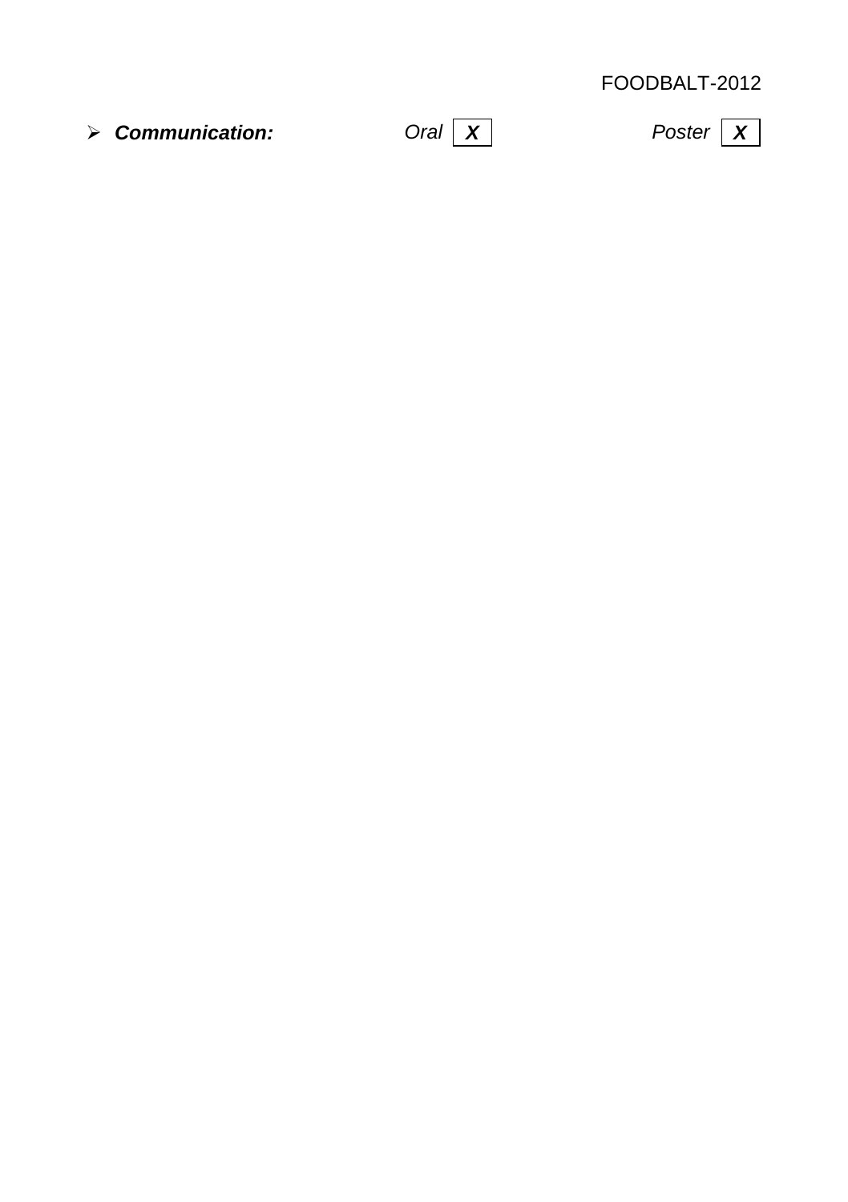- ***Communication:*** *Oral* **X** *Poster* **X**